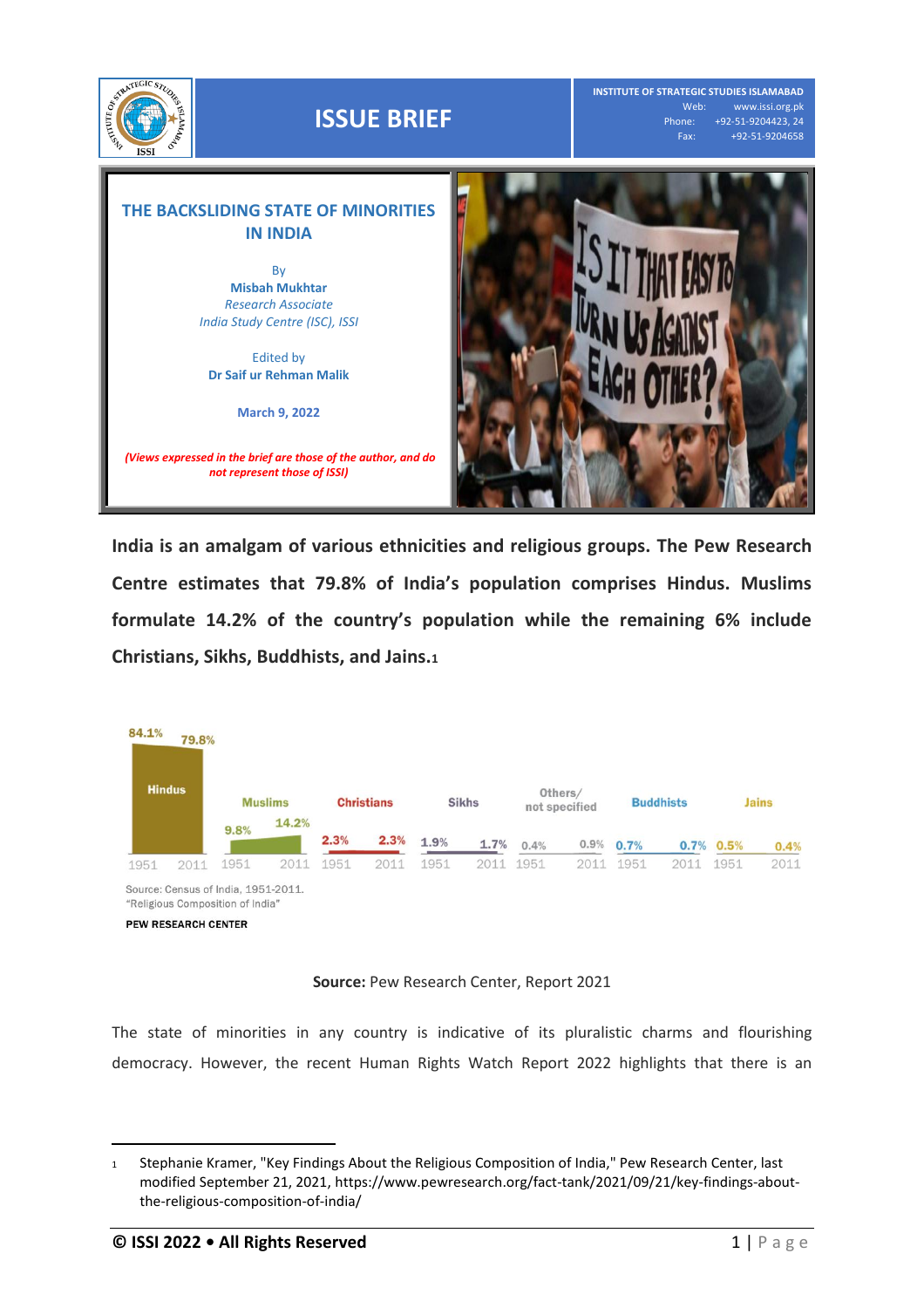# ISSUE BRIEF

INSTITUTE OF STRATEGIC STUDIES ISLAMABAD
Web: www.issi.org.pk
Phone: +92-51-9204423, 24
Fax: +92-51-9204658

## THE BACKSLIDING STATE OF MINORITIES IN INDIA

By
**Misbah Mukhtar**
*Research Associate*
*India Study Centre (ISC), ISSI*

Edited by
**Dr Saif ur Rehman Malik**

**March 9, 2022**

***(Views expressed in the brief are those of the author, and do not represent those of ISSI)***

**India is an amalgam of various ethnicities and religious groups. The Pew Research Centre estimates that 79.8% of India's population comprises Hindus. Muslims formulate 14.2% of the country's population while the remaining 6% include Christians, Sikhs, Buddhists, and Jains.**[1]

| | Hindus | Muslims | Christians | Sikhs | Others/not specified | Buddhists | Jains |
|---|---|---|---|---|---|---|---|
| 1951 | 84.1% | 9.8% | 2.3% | 1.9% | 0.4% | 0.7% | 0.5% |
| 2011 | 79.8% | 14.2% | 2.3% | 1.7% | 0.9% | 0.7% | 0.4% |

Source: Census of India, 1951-2011. "Religious Composition of India"

PEW RESEARCH CENTER

**Source:** Pew Research Center, Report 2021

The state of minorities in any country is indicative of its pluralistic charms and flourishing democracy. However, the recent Human Rights Watch Report 2022 highlights that there is an

---

1 Stephanie Kramer, "Key Findings About the Religious Composition of India," Pew Research Center, last modified September 21, 2021, https://www.pewresearch.org/fact-tank/2021/09/21/key-findings-about-the-religious-composition-of-india/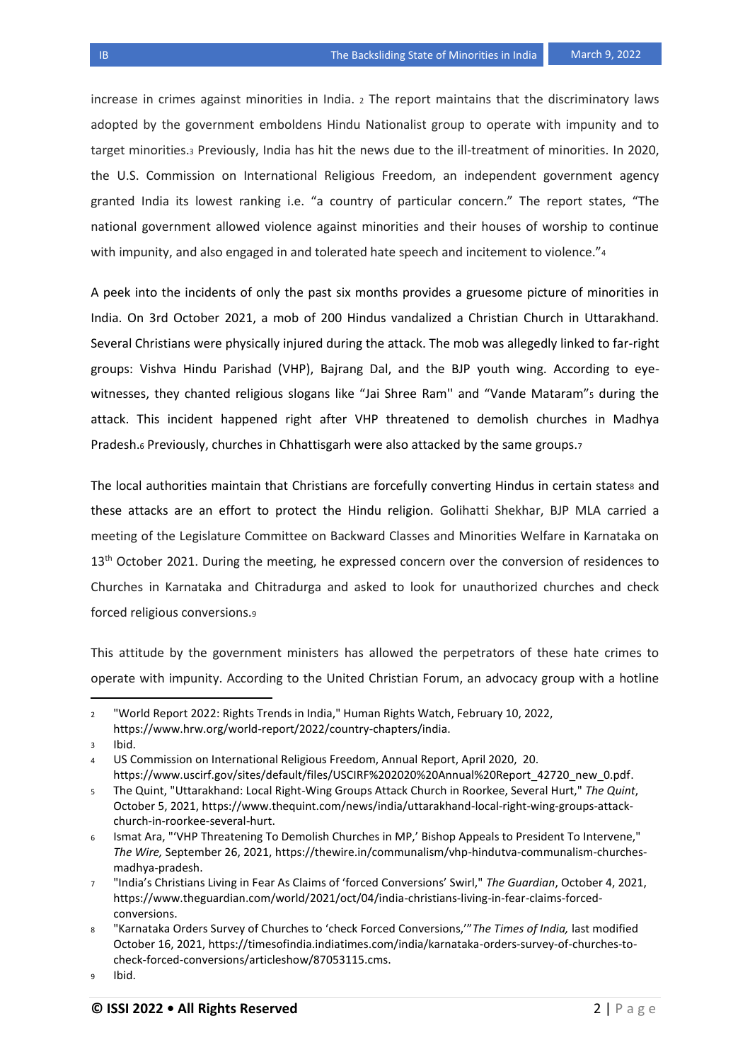increase in crimes against minorities in India. [2] The report maintains that the discriminatory laws adopted by the government emboldens Hindu Nationalist group to operate with impunity and to target minorities.[3] Previously, India has hit the news due to the ill-treatment of minorities. In 2020, the U.S. Commission on International Religious Freedom, an independent government agency granted India its lowest ranking i.e. "a country of particular concern." The report states, "The national government allowed violence against minorities and their houses of worship to continue with impunity, and also engaged in and tolerated hate speech and incitement to violence."[4]

A peek into the incidents of only the past six months provides a gruesome picture of minorities in India. On 3rd October 2021, a mob of 200 Hindus vandalized a Christian Church in Uttarakhand. Several Christians were physically injured during the attack. The mob was allegedly linked to far-right groups: Vishva Hindu Parishad (VHP), Bajrang Dal, and the BJP youth wing. According to eye-witnesses, they chanted religious slogans like "Jai Shree Ram'' and "Vande Mataram"[5] during the attack. This incident happened right after VHP threatened to demolish churches in Madhya Pradesh.[6] Previously, churches in Chhattisgarh were also attacked by the same groups.[7]

The local authorities maintain that Christians are forcefully converting Hindus in certain states[8] and these attacks are an effort to protect the Hindu religion. Golihatti Shekhar, BJP MLA carried a meeting of the Legislature Committee on Backward Classes and Minorities Welfare in Karnataka on 13th October 2021. During the meeting, he expressed concern over the conversion of residences to Churches in Karnataka and Chitradurga and asked to look for unauthorized churches and check forced religious conversions.[9]

This attitude by the government ministers has allowed the perpetrators of these hate crimes to operate with impunity. According to the United Christian Forum, an advocacy group with a hotline

---

2 "World Report 2022: Rights Trends in India," Human Rights Watch, February 10, 2022, https://www.hrw.org/world-report/2022/country-chapters/india.

3 Ibid.

4 US Commission on International Religious Freedom, Annual Report, April 2020, 20. https://www.uscirf.gov/sites/default/files/USCIRF%202020%20Annual%20Report_42720_new_0.pdf.

5 The Quint, "Uttarakhand: Local Right-Wing Groups Attack Church in Roorkee, Several Hurt," *The Quint*, October 5, 2021, https://www.thequint.com/news/india/uttarakhand-local-right-wing-groups-attack-church-in-roorkee-several-hurt.

6 Ismat Ara, "'VHP Threatening To Demolish Churches in MP,' Bishop Appeals to President To Intervene," *The Wire,* September 26, 2021, https://thewire.in/communalism/vhp-hindutva-communalism-churches-madhya-pradesh.

7 "India's Christians Living in Fear As Claims of 'forced Conversions' Swirl," *The Guardian*, October 4, 2021, https://www.theguardian.com/world/2021/oct/04/india-christians-living-in-fear-claims-forced-conversions.

8 "Karnataka Orders Survey of Churches to 'check Forced Conversions,'" *The Times of India,* last modified October 16, 2021, https://timesofindia.indiatimes.com/india/karnataka-orders-survey-of-churches-to-check-forced-conversions/articleshow/87053115.cms.

9 Ibid.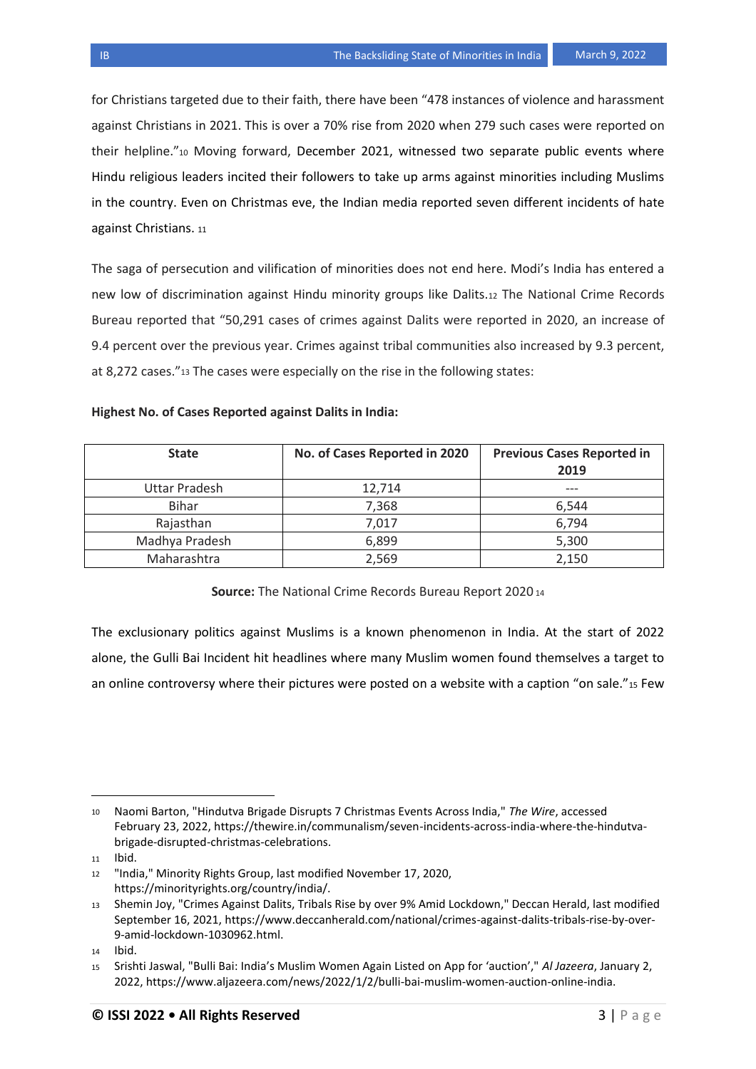for Christians targeted due to their faith, there have been "478 instances of violence and harassment against Christians in 2021. This is over a 70% rise from 2020 when 279 such cases were reported on their helpline."[10] Moving forward, December 2021, witnessed two separate public events where Hindu religious leaders incited their followers to take up arms against minorities including Muslims in the country. Even on Christmas eve, the Indian media reported seven different incidents of hate against Christians.[11]

The saga of persecution and vilification of minorities does not end here. Modi's India has entered a new low of discrimination against Hindu minority groups like Dalits.[12] The National Crime Records Bureau reported that "50,291 cases of crimes against Dalits were reported in 2020, an increase of 9.4 percent over the previous year. Crimes against tribal communities also increased by 9.3 percent, at 8,272 cases."[13] The cases were especially on the rise in the following states:

**Highest No. of Cases Reported against Dalits in India:**

| State | No. of Cases Reported in 2020 | Previous Cases Reported in 2019 |
|---|---|---|
| Uttar Pradesh | 12,714 | --- |
| Bihar | 7,368 | 6,544 |
| Rajasthan | 7,017 | 6,794 |
| Madhya Pradesh | 6,899 | 5,300 |
| Maharashtra | 2,569 | 2,150 |

**Source:** The National Crime Records Bureau Report 2020[14]

The exclusionary politics against Muslims is a known phenomenon in India. At the start of 2022 alone, the Gulli Bai Incident hit headlines where many Muslim women found themselves a target to an online controversy where their pictures were posted on a website with a caption "on sale."[15] Few

---

[10] Naomi Barton, "Hindutva Brigade Disrupts 7 Christmas Events Across India," *The Wire*, accessed February 23, 2022, https://thewire.in/communalism/seven-incidents-across-india-where-the-hindutva-brigade-disrupted-christmas-celebrations.

[11] Ibid.

[12] "India," Minority Rights Group, last modified November 17, 2020, https://minorityrights.org/country/india/.

[13] Shemin Joy, "Crimes Against Dalits, Tribals Rise by over 9% Amid Lockdown," Deccan Herald, last modified September 16, 2021, https://www.deccanherald.com/national/crimes-against-dalits-tribals-rise-by-over-9-amid-lockdown-1030962.html.

[14] Ibid.

[15] Srishti Jaswal, "Bulli Bai: India's Muslim Women Again Listed on App for 'auction'," *Al Jazeera*, January 2, 2022, https://www.aljazeera.com/news/2022/1/2/bulli-bai-muslim-women-auction-online-india.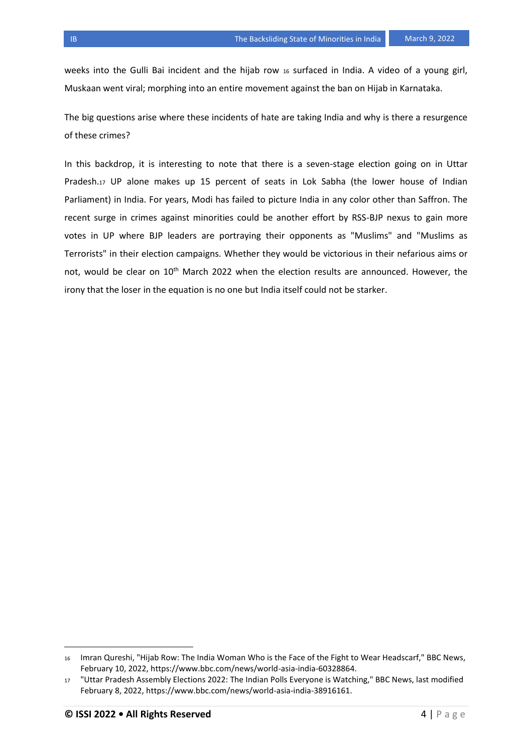weeks into the Gulli Bai incident and the hijab row [16] surfaced in India. A video of a young girl, Muskaan went viral; morphing into an entire movement against the ban on Hijab in Karnataka.

The big questions arise where these incidents of hate are taking India and why is there a resurgence of these crimes?

In this backdrop, it is interesting to note that there is a seven-stage election going on in Uttar Pradesh.[17] UP alone makes up 15 percent of seats in Lok Sabha (the lower house of Indian Parliament) in India. For years, Modi has failed to picture India in any color other than Saffron. The recent surge in crimes against minorities could be another effort by RSS-BJP nexus to gain more votes in UP where BJP leaders are portraying their opponents as "Muslims" and "Muslims as Terrorists" in their election campaigns. Whether they would be victorious in their nefarious aims or not, would be clear on 10th March 2022 when the election results are announced. However, the irony that the loser in the equation is no one but India itself could not be starker.

---

[16] Imran Qureshi, "Hijab Row: The India Woman Who is the Face of the Fight to Wear Headscarf," BBC News, February 10, 2022, https://www.bbc.com/news/world-asia-india-60328864.

[17] "Uttar Pradesh Assembly Elections 2022: The Indian Polls Everyone is Watching," BBC News, last modified February 8, 2022, https://www.bbc.com/news/world-asia-india-38916161.